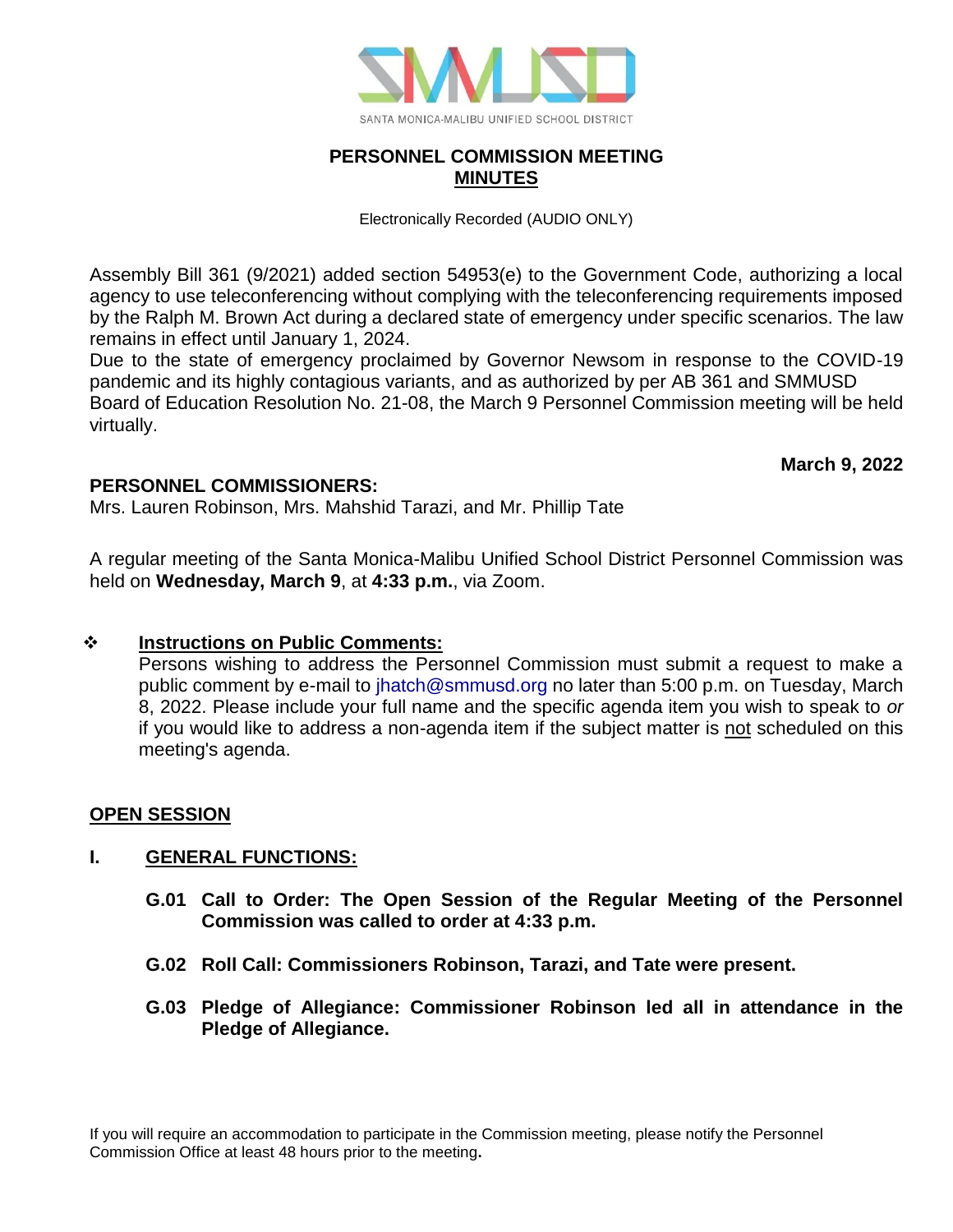SANTA MONICA-MALIBU UNIFIED SCHOOL DISTRICT

# PERSONNEL COMMISSION MEETING
## MINUTES

Electronically Recorded (AUDIO ONLY)

Assembly Bill 361 (9/2021) added section 54953(e) to the Government Code, authorizing a local agency to use teleconferencing without complying with the teleconferencing requirements imposed by the Ralph M. Brown Act during a declared state of emergency under specific scenarios. The law remains in effect until January 1, 2024.
Due to the state of emergency proclaimed by Governor Newsom in response to the COVID-19 pandemic and its highly contagious variants, and as authorized by per AB 361 and SMMUSD Board of Education Resolution No. 21-08, the March 9 Personnel Commission meeting will be held virtually.

**March 9, 2022**

**PERSONNEL COMMISSIONERS:**
Mrs. Lauren Robinson, Mrs. Mahshid Tarazi, and Mr. Phillip Tate

A regular meeting of the Santa Monica-Malibu Unified School District Personnel Commission was held on **Wednesday, March 9**, at **4:33 p.m.**, via Zoom.

❖ **Instructions on Public Comments:**
Persons wishing to address the Personnel Commission must submit a request to make a public comment by e-mail to jhatch@smmusd.org no later than 5:00 p.m. on Tuesday, March 8, 2022. Please include your full name and the specific agenda item you wish to speak to *or* if you would like to address a non-agenda item if the subject matter is not scheduled on this meeting's agenda.

**OPEN SESSION**

**I. GENERAL FUNCTIONS:**

**G.01 Call to Order: The Open Session of the Regular Meeting of the Personnel Commission was called to order at 4:33 p.m.**

**G.02 Roll Call: Commissioners Robinson, Tarazi, and Tate were present.**

**G.03 Pledge of Allegiance: Commissioner Robinson led all in attendance in the Pledge of Allegiance.**

If you will require an accommodation to participate in the Commission meeting, please notify the Personnel Commission Office at least 48 hours prior to the meeting**.**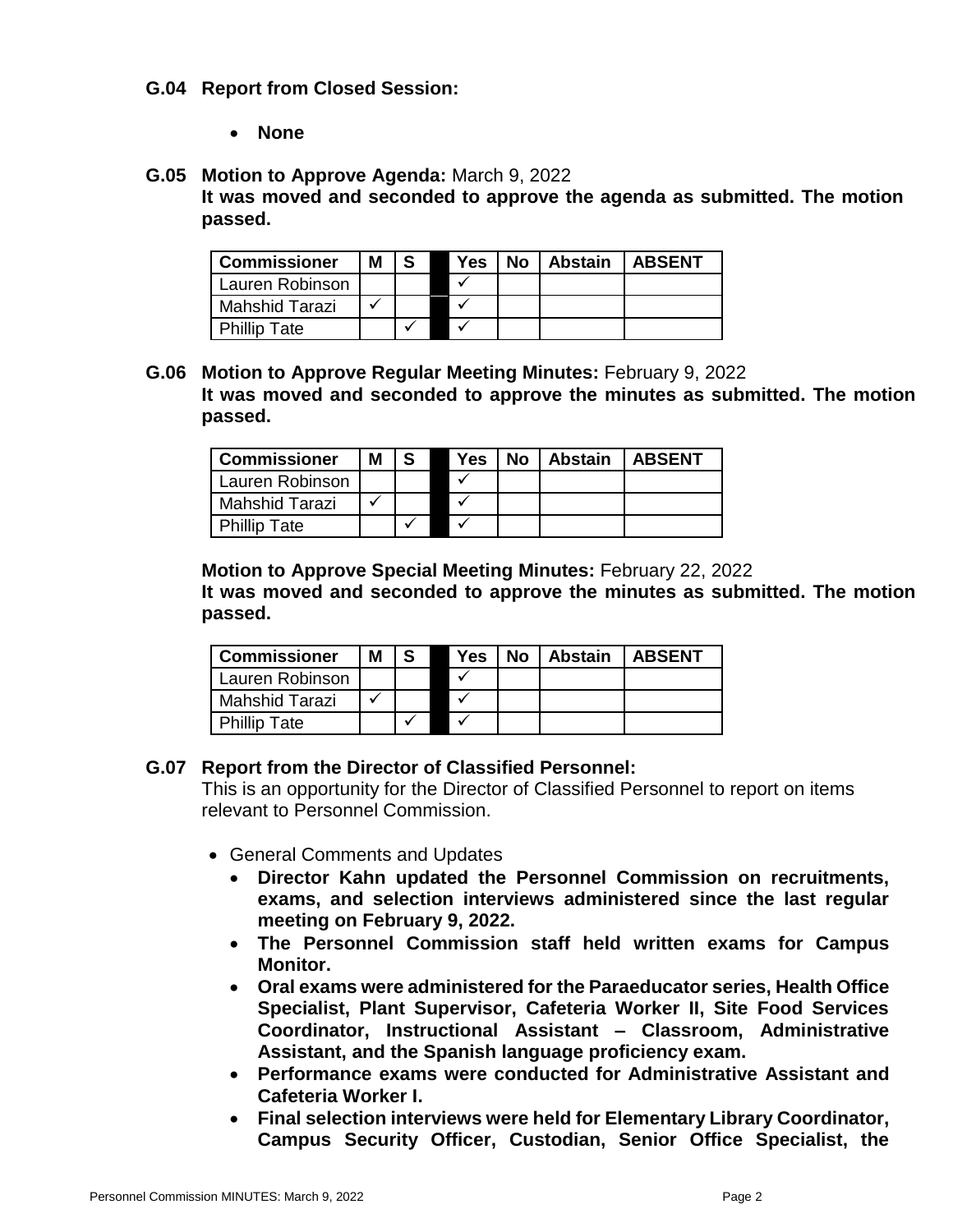**G.04 Report from Closed Session:**

- **None**

**G.05 Motion to Approve Agenda:** March 9, 2022
**It was moved and seconded to approve the agenda as submitted. The motion passed.**

| Commissioner | M | S | | Yes | No | Abstain | ABSENT |
|---|---|---|---|---|---|---|---|
| Lauren Robinson | | | | ✓ | | | |
| Mahshid Tarazi | ✓ | | | ✓ | | | |
| Phillip Tate | | ✓ | | ✓ | | | |

**G.06 Motion to Approve Regular Meeting Minutes:** February 9, 2022
**It was moved and seconded to approve the minutes as submitted. The motion passed.**

| Commissioner | M | S | | Yes | No | Abstain | ABSENT |
|---|---|---|---|---|---|---|---|
| Lauren Robinson | | | | ✓ | | | |
| Mahshid Tarazi | ✓ | | | ✓ | | | |
| Phillip Tate | | ✓ | | ✓ | | | |

**Motion to Approve Special Meeting Minutes:** February 22, 2022
**It was moved and seconded to approve the minutes as submitted. The motion passed.**

| Commissioner | M | S | | Yes | No | Abstain | ABSENT |
|---|---|---|---|---|---|---|---|
| Lauren Robinson | | | | ✓ | | | |
| Mahshid Tarazi | ✓ | | | ✓ | | | |
| Phillip Tate | | ✓ | | ✓ | | | |

**G.07 Report from the Director of Classified Personnel:**
This is an opportunity for the Director of Classified Personnel to report on items relevant to Personnel Commission.

- General Comments and Updates
  - **Director Kahn updated the Personnel Commission on recruitments, exams, and selection interviews administered since the last regular meeting on February 9, 2022.**
  - **The Personnel Commission staff held written exams for Campus Monitor.**
  - **Oral exams were administered for the Paraeducator series, Health Office Specialist, Plant Supervisor, Cafeteria Worker II, Site Food Services Coordinator, Instructional Assistant – Classroom, Administrative Assistant, and the Spanish language proficiency exam.**
  - **Performance exams were conducted for Administrative Assistant and Cafeteria Worker I.**
  - **Final selection interviews were held for Elementary Library Coordinator, Campus Security Officer, Custodian, Senior Office Specialist, the**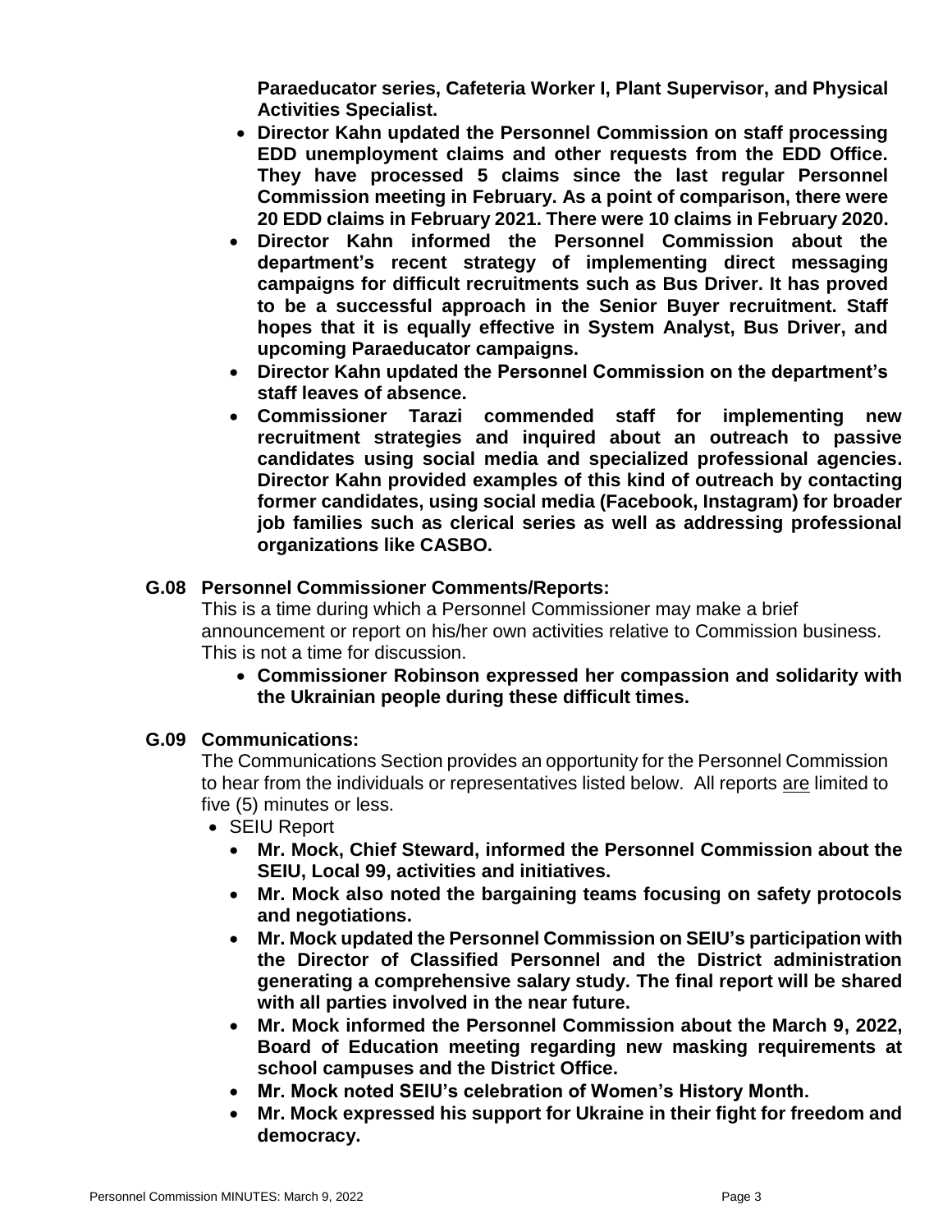**Paraeducator series, Cafeteria Worker I, Plant Supervisor, and Physical Activities Specialist.**

- **Director Kahn updated the Personnel Commission on staff processing EDD unemployment claims and other requests from the EDD Office. They have processed 5 claims since the last regular Personnel Commission meeting in February. As a point of comparison, there were 20 EDD claims in February 2021. There were 10 claims in February 2020.**
- **Director Kahn informed the Personnel Commission about the department's recent strategy of implementing direct messaging campaigns for difficult recruitments such as Bus Driver. It has proved to be a successful approach in the Senior Buyer recruitment. Staff hopes that it is equally effective in System Analyst, Bus Driver, and upcoming Paraeducator campaigns.**
- **Director Kahn updated the Personnel Commission on the department's staff leaves of absence.**
- **Commissioner Tarazi commended staff for implementing new recruitment strategies and inquired about an outreach to passive candidates using social media and specialized professional agencies. Director Kahn provided examples of this kind of outreach by contacting former candidates, using social media (Facebook, Instagram) for broader job families such as clerical series as well as addressing professional organizations like CASBO.**

### G.08 Personnel Commissioner Comments/Reports:

This is a time during which a Personnel Commissioner may make a brief announcement or report on his/her own activities relative to Commission business. This is not a time for discussion.

- **Commissioner Robinson expressed her compassion and solidarity with the Ukrainian people during these difficult times.**

### G.09 Communications:

The Communications Section provides an opportunity for the Personnel Commission to hear from the individuals or representatives listed below. All reports are limited to five (5) minutes or less.

- SEIU Report
  - **Mr. Mock, Chief Steward, informed the Personnel Commission about the SEIU, Local 99, activities and initiatives.**
  - **Mr. Mock also noted the bargaining teams focusing on safety protocols and negotiations.**
  - **Mr. Mock updated the Personnel Commission on SEIU's participation with the Director of Classified Personnel and the District administration generating a comprehensive salary study. The final report will be shared with all parties involved in the near future.**
  - **Mr. Mock informed the Personnel Commission about the March 9, 2022, Board of Education meeting regarding new masking requirements at school campuses and the District Office.**
  - **Mr. Mock noted SEIU's celebration of Women's History Month.**
  - **Mr. Mock expressed his support for Ukraine in their fight for freedom and democracy.**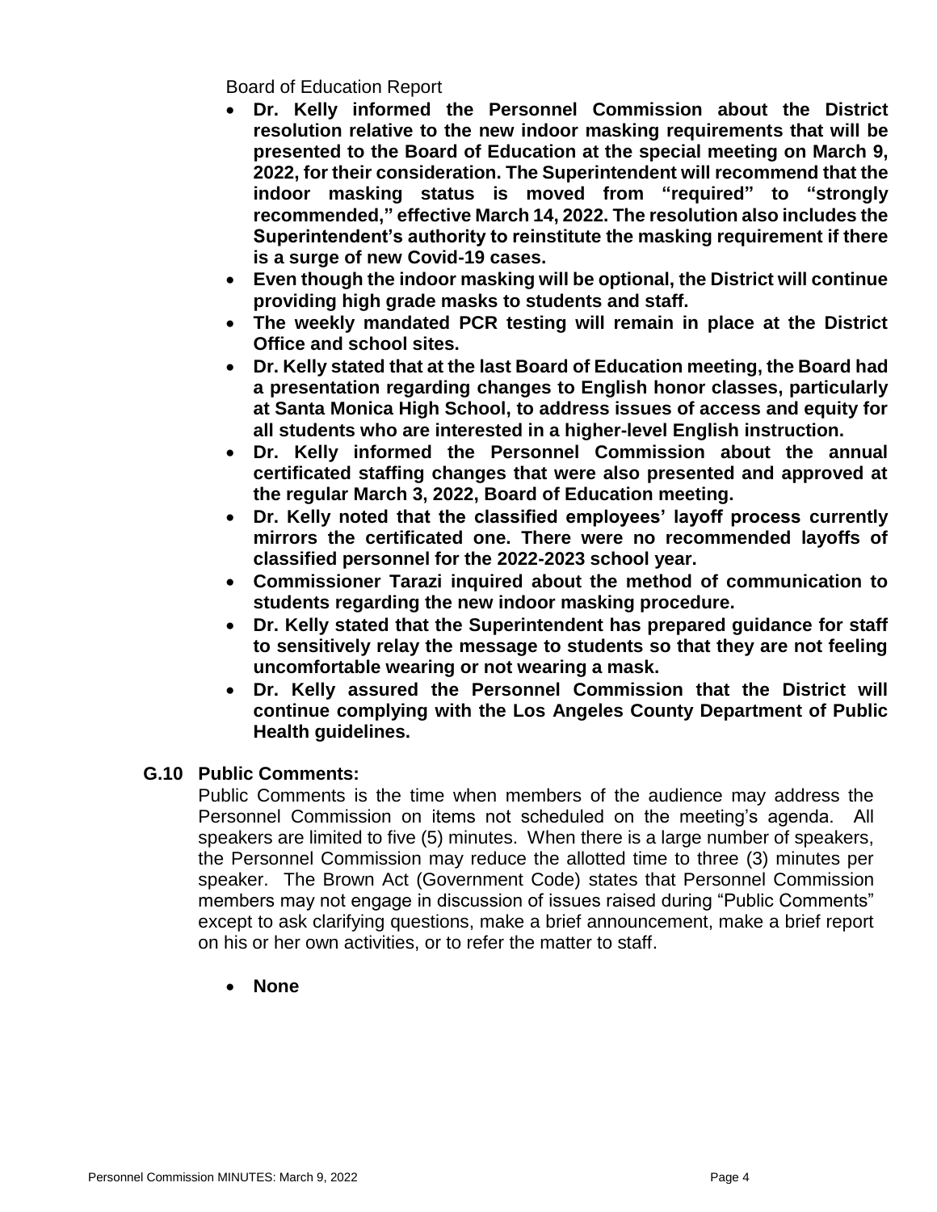Board of Education Report

- **Dr. Kelly informed the Personnel Commission about the District resolution relative to the new indoor masking requirements that will be presented to the Board of Education at the special meeting on March 9, 2022, for their consideration. The Superintendent will recommend that the indoor masking status is moved from "required" to "strongly recommended," effective March 14, 2022. The resolution also includes the Superintendent's authority to reinstitute the masking requirement if there is a surge of new Covid-19 cases.**
- **Even though the indoor masking will be optional, the District will continue providing high grade masks to students and staff.**
- **The weekly mandated PCR testing will remain in place at the District Office and school sites.**
- **Dr. Kelly stated that at the last Board of Education meeting, the Board had a presentation regarding changes to English honor classes, particularly at Santa Monica High School, to address issues of access and equity for all students who are interested in a higher-level English instruction.**
- **Dr. Kelly informed the Personnel Commission about the annual certificated staffing changes that were also presented and approved at the regular March 3, 2022, Board of Education meeting.**
- **Dr. Kelly noted that the classified employees' layoff process currently mirrors the certificated one. There were no recommended layoffs of classified personnel for the 2022-2023 school year.**
- **Commissioner Tarazi inquired about the method of communication to students regarding the new indoor masking procedure.**
- **Dr. Kelly stated that the Superintendent has prepared guidance for staff to sensitively relay the message to students so that they are not feeling uncomfortable wearing or not wearing a mask.**
- **Dr. Kelly assured the Personnel Commission that the District will continue complying with the Los Angeles County Department of Public Health guidelines.**

### G.10 Public Comments:

Public Comments is the time when members of the audience may address the Personnel Commission on items not scheduled on the meeting's agenda. All speakers are limited to five (5) minutes. When there is a large number of speakers, the Personnel Commission may reduce the allotted time to three (3) minutes per speaker. The Brown Act (Government Code) states that Personnel Commission members may not engage in discussion of issues raised during "Public Comments" except to ask clarifying questions, make a brief announcement, make a brief report on his or her own activities, or to refer the matter to staff.

- **None**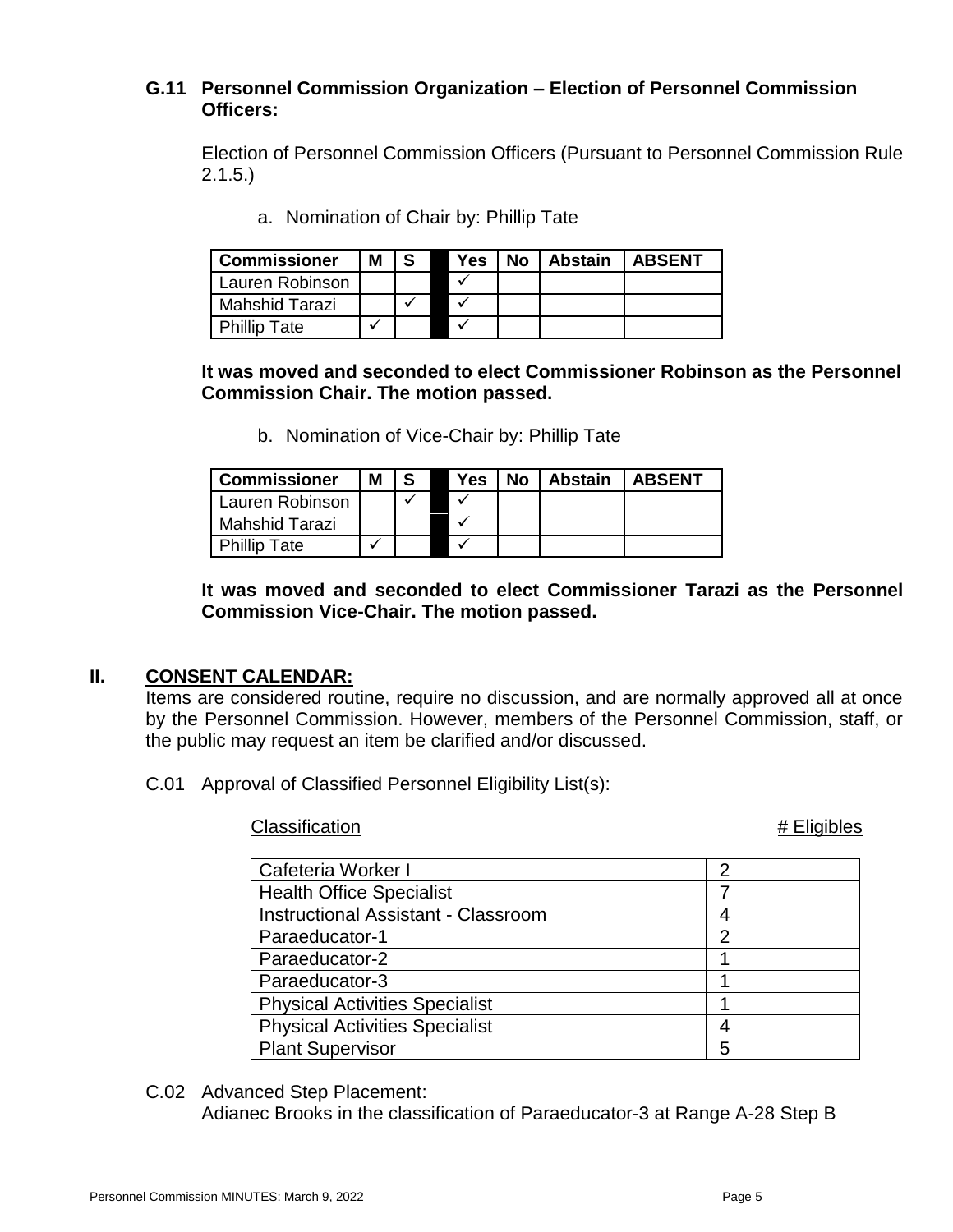### G.11 Personnel Commission Organization – Election of Personnel Commission Officers:

Election of Personnel Commission Officers (Pursuant to Personnel Commission Rule 2.1.5.)

a. Nomination of Chair by: Phillip Tate

| Commissioner | M | S | | Yes | No | Abstain | ABSENT |
|---|---|---|---|---|---|---|---|
| Lauren Robinson | | | | ✓ | | | |
| Mahshid Tarazi | | ✓ | | ✓ | | | |
| Phillip Tate | ✓ | | | ✓ | | | |

**It was moved and seconded to elect Commissioner Robinson as the Personnel Commission Chair. The motion passed.**

b. Nomination of Vice-Chair by: Phillip Tate

| Commissioner | M | S | | Yes | No | Abstain | ABSENT |
|---|---|---|---|---|---|---|---|
| Lauren Robinson | | ✓ | | ✓ | | | |
| Mahshid Tarazi | | | | ✓ | | | |
| Phillip Tate | ✓ | | | ✓ | | | |

**It was moved and seconded to elect Commissioner Tarazi as the Personnel Commission Vice-Chair. The motion passed.**

## II. CONSENT CALENDAR:

Items are considered routine, require no discussion, and are normally approved all at once by the Personnel Commission. However, members of the Personnel Commission, staff, or the public may request an item be clarified and/or discussed.

C.01 Approval of Classified Personnel Eligibility List(s):

| Classification | # Eligibles |
|---|---|
| Cafeteria Worker I | 2 |
| Health Office Specialist | 7 |
| Instructional Assistant - Classroom | 4 |
| Paraeducator-1 | 2 |
| Paraeducator-2 | 1 |
| Paraeducator-3 | 1 |
| Physical Activities Specialist | 1 |
| Physical Activities Specialist | 4 |
| Plant Supervisor | 5 |

C.02 Advanced Step Placement:
Adianec Brooks in the classification of Paraeducator-3 at Range A-28 Step B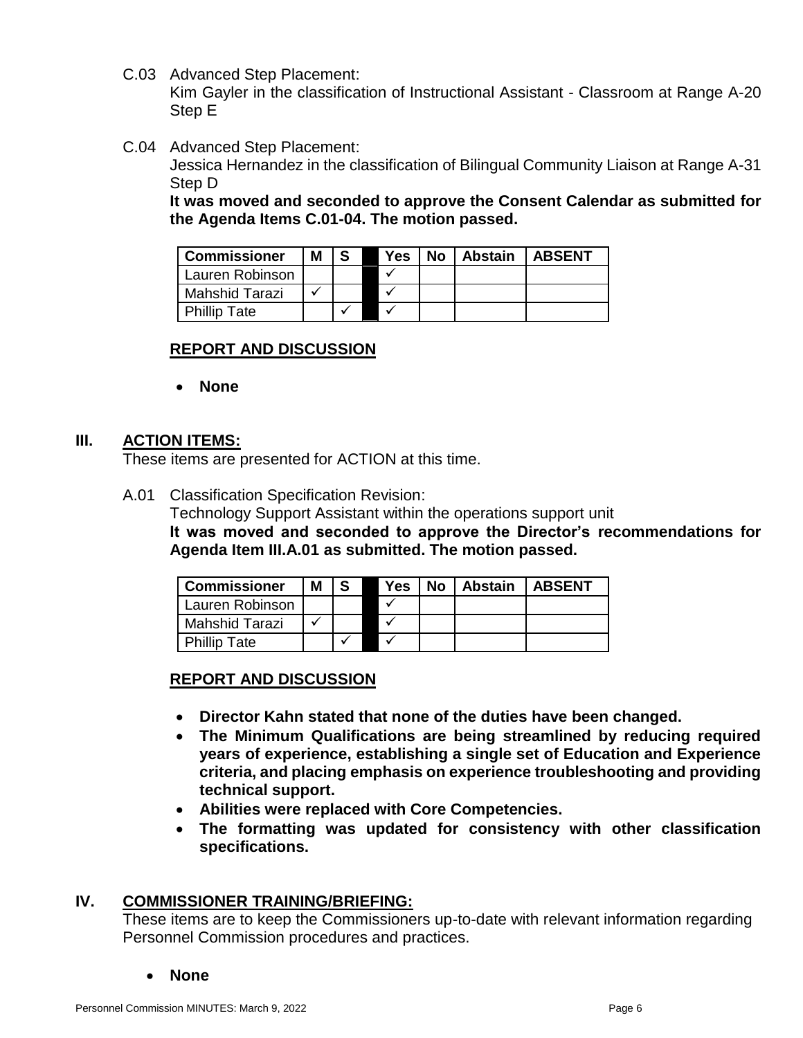C.03 Advanced Step Placement:
Kim Gayler in the classification of Instructional Assistant - Classroom at Range A-20 Step E

C.04 Advanced Step Placement:
Jessica Hernandez in the classification of Bilingual Community Liaison at Range A-31 Step D

**It was moved and seconded to approve the Consent Calendar as submitted for the Agenda Items C.01-04. The motion passed.**

| Commissioner | M | S | | Yes | No | Abstain | ABSENT |
|---|---|---|---|---|---|---|---|
| Lauren Robinson | | | | ✓ | | | |
| Mahshid Tarazi | ✓ | | | ✓ | | | |
| Phillip Tate | | ✓ | | ✓ | | | |

**REPORT AND DISCUSSION**

- **None**

## III. ACTION ITEMS:

These items are presented for ACTION at this time.

A.01 Classification Specification Revision:
Technology Support Assistant within the operations support unit

**It was moved and seconded to approve the Director's recommendations for Agenda Item III.A.01 as submitted. The motion passed.**

| Commissioner | M | S | | Yes | No | Abstain | ABSENT |
|---|---|---|---|---|---|---|---|
| Lauren Robinson | | | | ✓ | | | |
| Mahshid Tarazi | ✓ | | | ✓ | | | |
| Phillip Tate | | ✓ | | ✓ | | | |

**REPORT AND DISCUSSION**

- **Director Kahn stated that none of the duties have been changed.**
- **The Minimum Qualifications are being streamlined by reducing required years of experience, establishing a single set of Education and Experience criteria, and placing emphasis on experience troubleshooting and providing technical support.**
- **Abilities were replaced with Core Competencies.**
- **The formatting was updated for consistency with other classification specifications.**

## IV. COMMISSIONER TRAINING/BRIEFING:

These items are to keep the Commissioners up-to-date with relevant information regarding Personnel Commission procedures and practices.

- **None**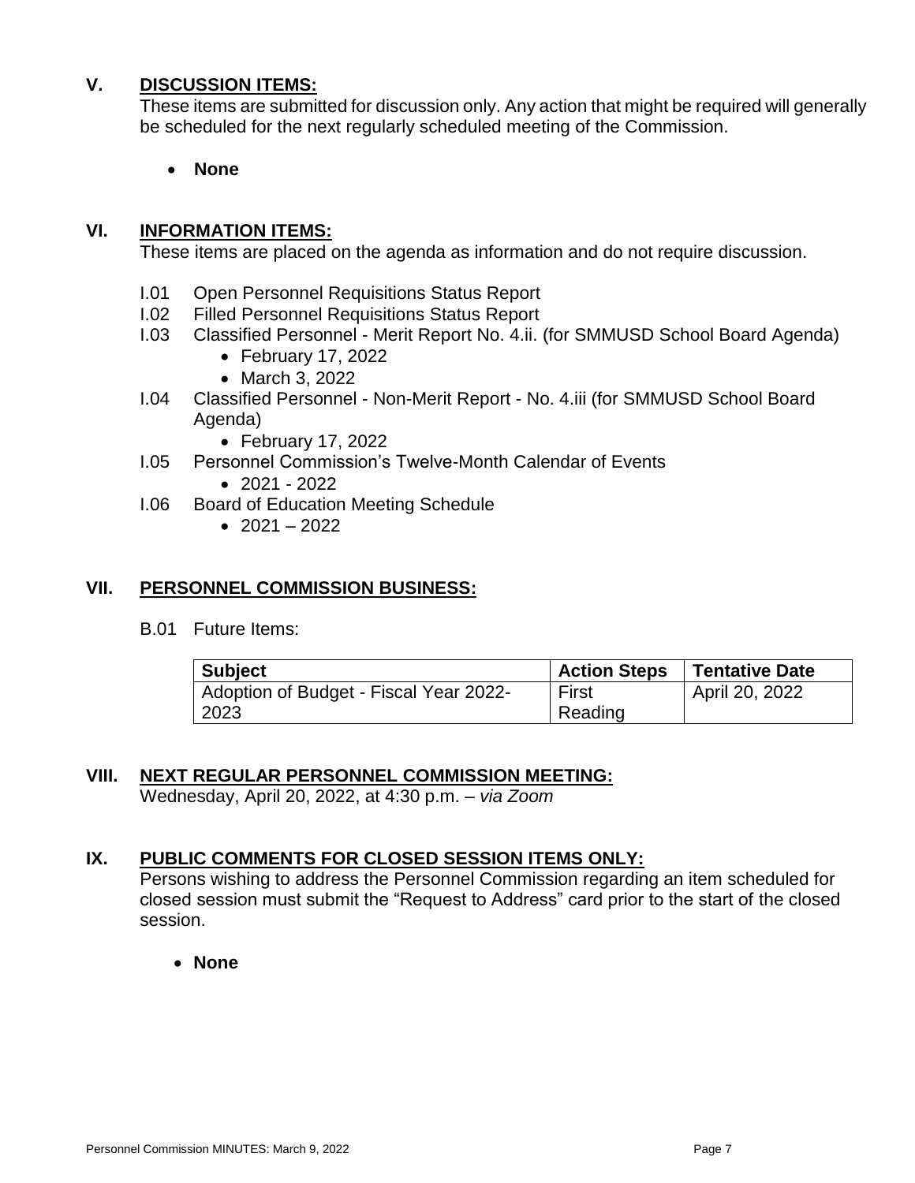## V. DISCUSSION ITEMS:

These items are submitted for discussion only. Any action that might be required will generally be scheduled for the next regularly scheduled meeting of the Commission.

- **None**

## VI. INFORMATION ITEMS:

These items are placed on the agenda as information and do not require discussion.

I.01 Open Personnel Requisitions Status Report

I.02 Filled Personnel Requisitions Status Report

I.03 Classified Personnel - Merit Report No. 4.ii. (for SMMUSD School Board Agenda)
- February 17, 2022
- March 3, 2022

I.04 Classified Personnel - Non-Merit Report - No. 4.iii (for SMMUSD School Board Agenda)
- February 17, 2022

I.05 Personnel Commission's Twelve-Month Calendar of Events
- 2021 - 2022

I.06 Board of Education Meeting Schedule
- 2021 – 2022

## VII. PERSONNEL COMMISSION BUSINESS:

B.01 Future Items:

| Subject | Action Steps | Tentative Date |
|---|---|---|
| Adoption of Budget - Fiscal Year 2022-2023 | First Reading | April 20, 2022 |

## VIII. NEXT REGULAR PERSONNEL COMMISSION MEETING:

Wednesday, April 20, 2022, at 4:30 p.m. – *via Zoom*

## IX. PUBLIC COMMENTS FOR CLOSED SESSION ITEMS ONLY:

Persons wishing to address the Personnel Commission regarding an item scheduled for closed session must submit the "Request to Address" card prior to the start of the closed session.

- **None**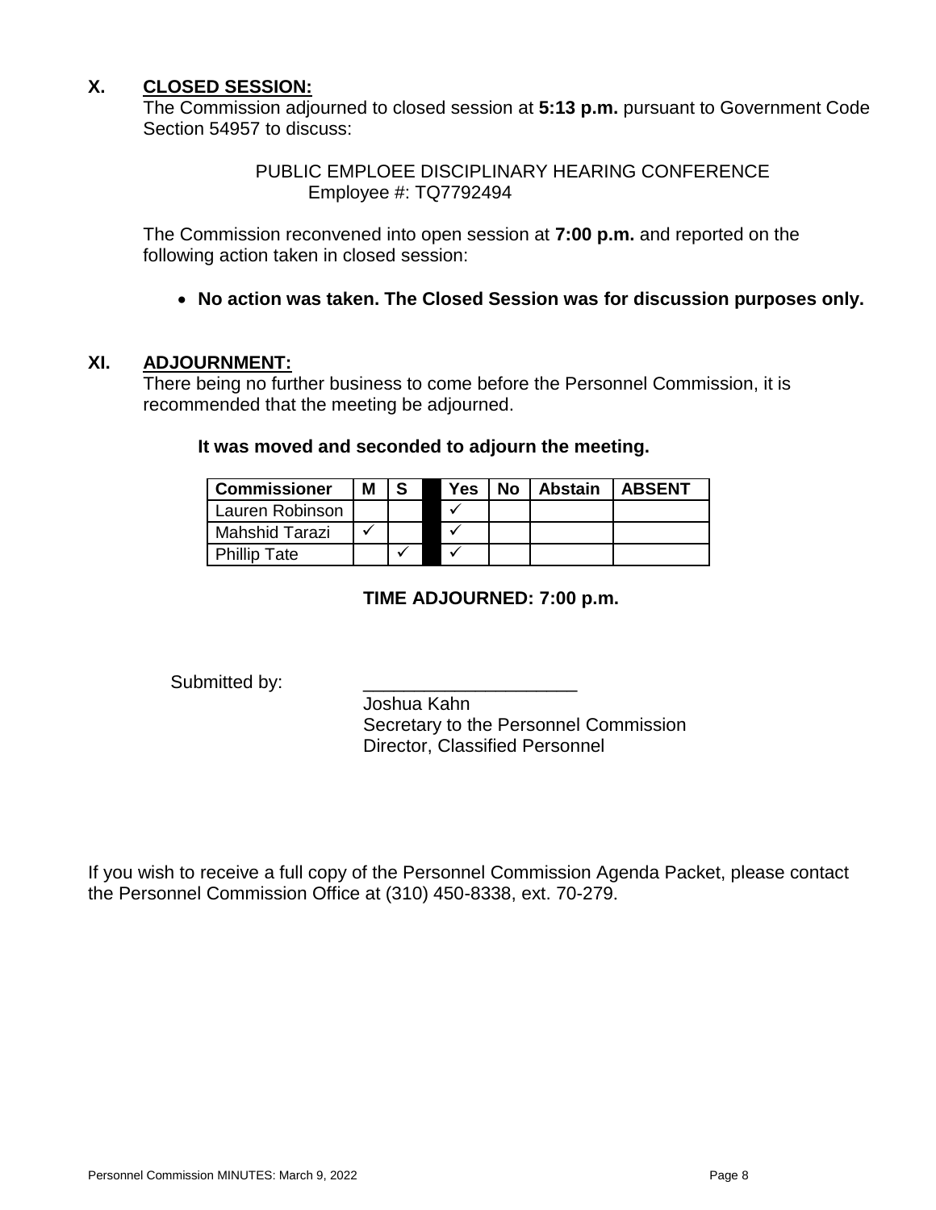## X. CLOSED SESSION:

The Commission adjourned to closed session at **5:13 p.m.** pursuant to Government Code Section 54957 to discuss:

PUBLIC EMPLOEE DISCIPLINARY HEARING CONFERENCE
Employee #: TQ7792494

The Commission reconvened into open session at **7:00 p.m.** and reported on the following action taken in closed session:

- **No action was taken. The Closed Session was for discussion purposes only.**

## XI. ADJOURNMENT:

There being no further business to come before the Personnel Commission, it is recommended that the meeting be adjourned.

**It was moved and seconded to adjourn the meeting.**

| Commissioner | M | S | | Yes | No | Abstain | ABSENT |
|---|---|---|---|---|---|---|---|
| Lauren Robinson | | | | ✓ | | | |
| Mahshid Tarazi | ✓ | | | ✓ | | | |
| Phillip Tate | | ✓ | | ✓ | | | |

**TIME ADJOURNED: 7:00 p.m.**

Submitted by: _____________________
Joshua Kahn
Secretary to the Personnel Commission
Director, Classified Personnel

If you wish to receive a full copy of the Personnel Commission Agenda Packet, please contact the Personnel Commission Office at (310) 450-8338, ext. 70-279.